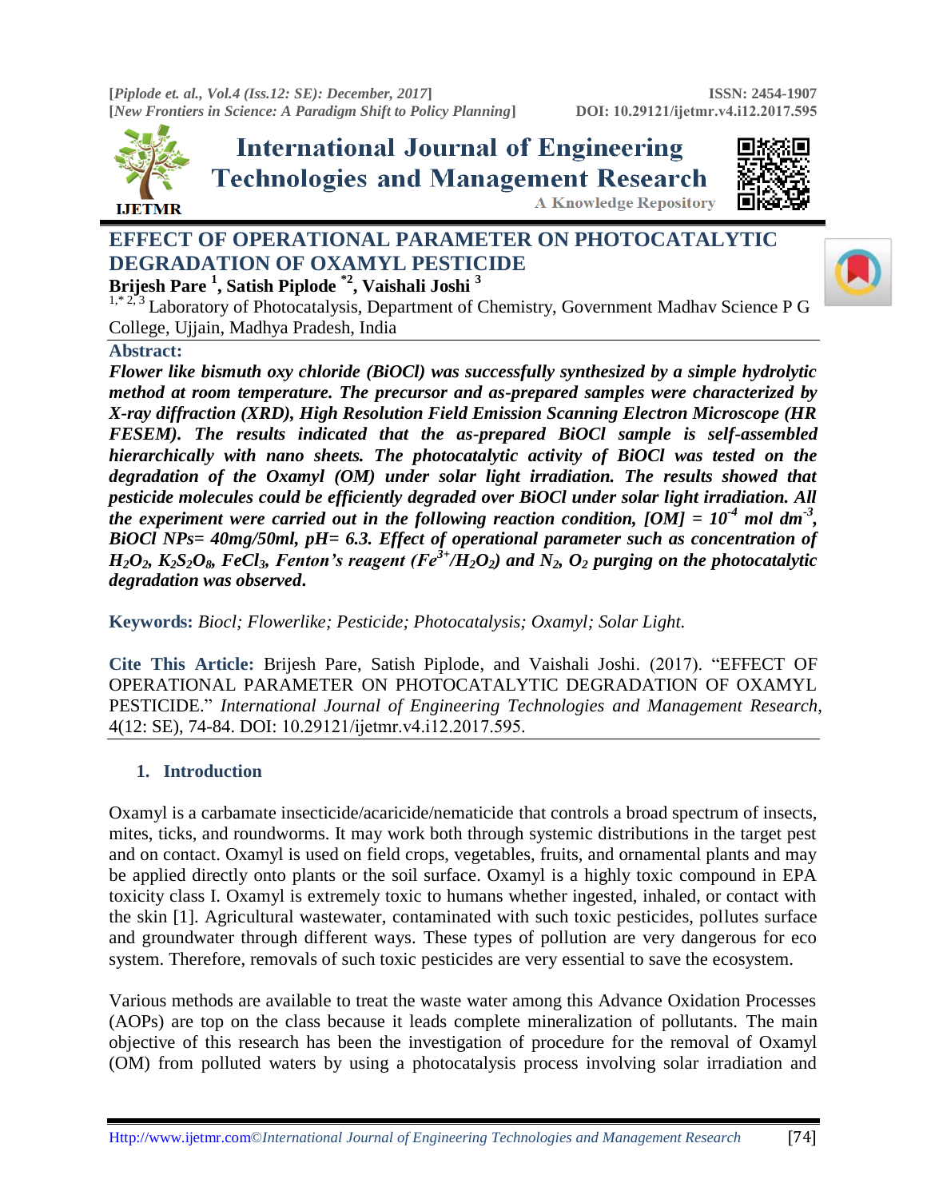# EFFECT OF OPERATIONAL PARAMETER ON PHOTOCATALYTIC DEGRADATION OF OXAMYL PESTICIDE

**Brijesh Pare [1], Satish Piplode [*2], Vaishali Joshi [3]**

[1,*2,3] Laboratory of Photocatalysis, Department of Chemistry, Government Madhav Science P G College, Ujjain, Madhya Pradesh, India

**Abstract:**

***Flower like bismuth oxy chloride (BiOCl) was successfully synthesized by a simple hydrolytic method at room temperature. The precursor and as-prepared samples were characterized by X-ray diffraction (XRD), High Resolution Field Emission Scanning Electron Microscope (HR FESEM). The results indicated that the as-prepared BiOCl sample is self-assembled hierarchically with nano sheets. The photocatalytic activity of BiOCl was tested on the degradation of the Oxamyl (OM) under solar light irradiation. The results showed that pesticide molecules could be efficiently degraded over BiOCl under solar light irradiation. All the experiment were carried out in the following reaction condition, [OM] = $10^{-4}$ mol $dm^{-3}$, BiOCl NPs= 40mg/50ml, pH= 6.3. Effect of operational parameter such as concentration of $H_2O_2$, $K_2S_2O_8$, $FeCl_3$, Fenton's reagent ($Fe^{3+}/H_2O_2$) and $N_2$, $O_2$ purging on the photocatalytic degradation was observed.***

**Keywords:** *Biocl; Flowerlike; Pesticide; Photocatalysis; Oxamyl; Solar Light.*

**Cite This Article:** Brijesh Pare, Satish Piplode, and Vaishali Joshi. (2017). "EFFECT OF OPERATIONAL PARAMETER ON PHOTOCATALYTIC DEGRADATION OF OXAMYL PESTICIDE." *International Journal of Engineering Technologies and Management Research,* 4(12: SE), 74-84. DOI: 10.29121/ijetmr.v4.i12.2017.595.

## 1. Introduction

Oxamyl is a carbamate insecticide/acaricide/nematicide that controls a broad spectrum of insects, mites, ticks, and roundworms. It may work both through systemic distributions in the target pest and on contact. Oxamyl is used on field crops, vegetables, fruits, and ornamental plants and may be applied directly onto plants or the soil surface. Oxamyl is a highly toxic compound in EPA toxicity class I. Oxamyl is extremely toxic to humans whether ingested, inhaled, or contact with the skin [1]. Agricultural wastewater, contaminated with such toxic pesticides, pollutes surface and groundwater through different ways. These types of pollution are very dangerous for eco system. Therefore, removals of such toxic pesticides are very essential to save the ecosystem.

Various methods are available to treat the waste water among this Advance Oxidation Processes (AOPs) are top on the class because it leads complete mineralization of pollutants. The main objective of this research has been the investigation of procedure for the removal of Oxamyl (OM) from polluted waters by using a photocatalysis process involving solar irradiation and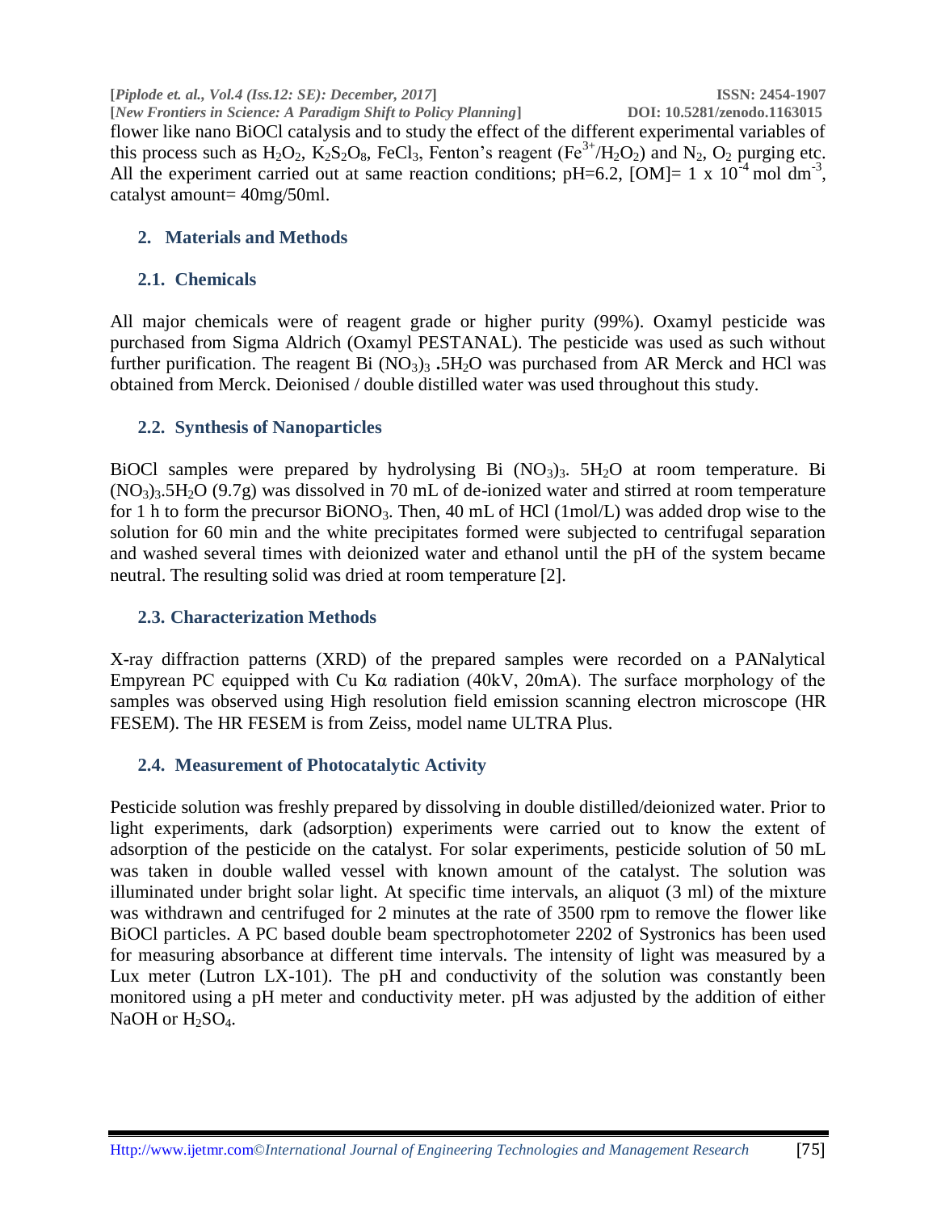flower like nano BiOCl catalysis and to study the effect of the different experimental variables of this process such as $H_2O_2$, $K_2S_2O_8$, $FeCl_3$, Fenton's reagent ($Fe^{3+}/H_2O_2$) and $N_2$, $O_2$ purging etc. All the experiment carried out at same reaction conditions; pH=6.2, [OM]= $1 \times 10^{-4}$ mol $dm^{-3}$, catalyst amount= 40mg/50ml.

## 2. Materials and Methods

### 2.1. Chemicals

All major chemicals were of reagent grade or higher purity (99%). Oxamyl pesticide was purchased from Sigma Aldrich (Oxamyl PESTANAL). The pesticide was used as such without further purification. The reagent Bi $(NO_3)_3$ .$5H_2O$ was purchased from AR Merck and HCl was obtained from Merck. Deionised / double distilled water was used throughout this study.

### 2.2. Synthesis of Nanoparticles

BiOCl samples were prepared by hydrolysing Bi $(NO_3)_3$. $5H_2O$ at room temperature. Bi $(NO_3)_3.5H_2O$ (9.7g) was dissolved in 70 mL of de-ionized water and stirred at room temperature for 1 h to form the precursor $BiONO_3$. Then, 40 mL of HCl (1mol/L) was added drop wise to the solution for 60 min and the white precipitates formed were subjected to centrifugal separation and washed several times with deionized water and ethanol until the pH of the system became neutral. The resulting solid was dried at room temperature [2].

### 2.3. Characterization Methods

X-ray diffraction patterns (XRD) of the prepared samples were recorded on a PANalytical Empyrean PC equipped with Cu Kα radiation (40kV, 20mA). The surface morphology of the samples was observed using High resolution field emission scanning electron microscope (HR FESEM). The HR FESEM is from Zeiss, model name ULTRA Plus.

### 2.4. Measurement of Photocatalytic Activity

Pesticide solution was freshly prepared by dissolving in double distilled/deionized water. Prior to light experiments, dark (adsorption) experiments were carried out to know the extent of adsorption of the pesticide on the catalyst. For solar experiments, pesticide solution of 50 mL was taken in double walled vessel with known amount of the catalyst. The solution was illuminated under bright solar light. At specific time intervals, an aliquot (3 ml) of the mixture was withdrawn and centrifuged for 2 minutes at the rate of 3500 rpm to remove the flower like BiOCl particles. A PC based double beam spectrophotometer 2202 of Systronics has been used for measuring absorbance at different time intervals. The intensity of light was measured by a Lux meter (Lutron LX-101). The pH and conductivity of the solution was constantly been monitored using a pH meter and conductivity meter. pH was adjusted by the addition of either NaOH or $H_2SO_4$.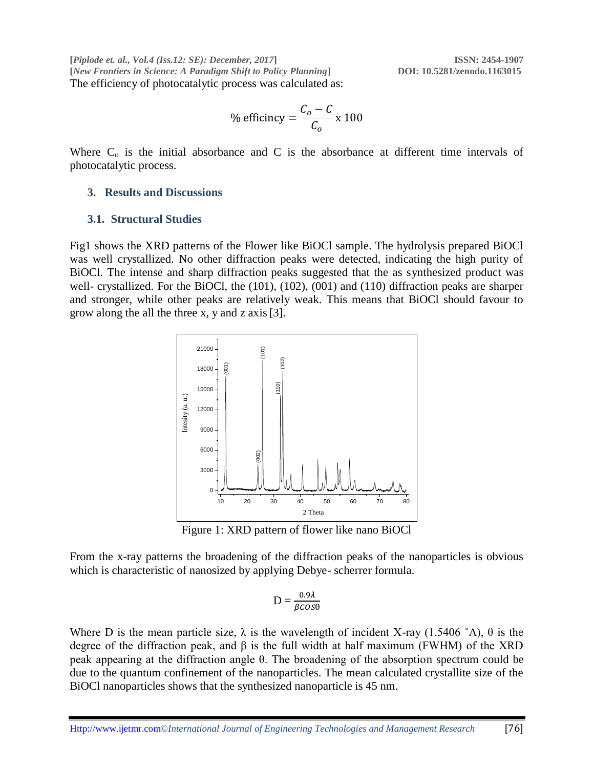The efficiency of photocatalytic process was calculated as:

$$\% \text{ efficincy} = \frac{C_o - C}{C_o} \text{x } 100$$

Where $C_o$ is the initial absorbance and C is the absorbance at different time intervals of photocatalytic process.

## 3. Results and Discussions

### 3.1. Structural Studies

Fig1 shows the XRD patterns of the Flower like BiOCl sample. The hydrolysis prepared BiOCl was well crystallized. No other diffraction peaks were detected, indicating the high purity of BiOCl. The intense and sharp diffraction peaks suggested that the as synthesized product was well- crystallized. For the BiOCl, the (101), (102), (001) and (110) diffraction peaks are sharper and stronger, while other peaks are relatively weak. This means that BiOCl should favour to grow along the all the three x, y and z axis [3].

Figure 1: XRD pattern of flower like nano BiOCl

From the x-ray patterns the broadening of the diffraction peaks of the nanoparticles is obvious which is characteristic of nanosized by applying Debye- scherrer formula.

$$D = \frac{0.9\lambda}{\beta COS\theta}$$

Where D is the mean particle size, $\lambda$ is the wavelength of incident X-ray (1.5406 ˚A), $\theta$ is the degree of the diffraction peak, and $\beta$ is the full width at half maximum (FWHM) of the XRD peak appearing at the diffraction angle $\theta$. The broadening of the absorption spectrum could be due to the quantum confinement of the nanoparticles. The mean calculated crystallite size of the BiOCl nanoparticles shows that the synthesized nanoparticle is 45 nm.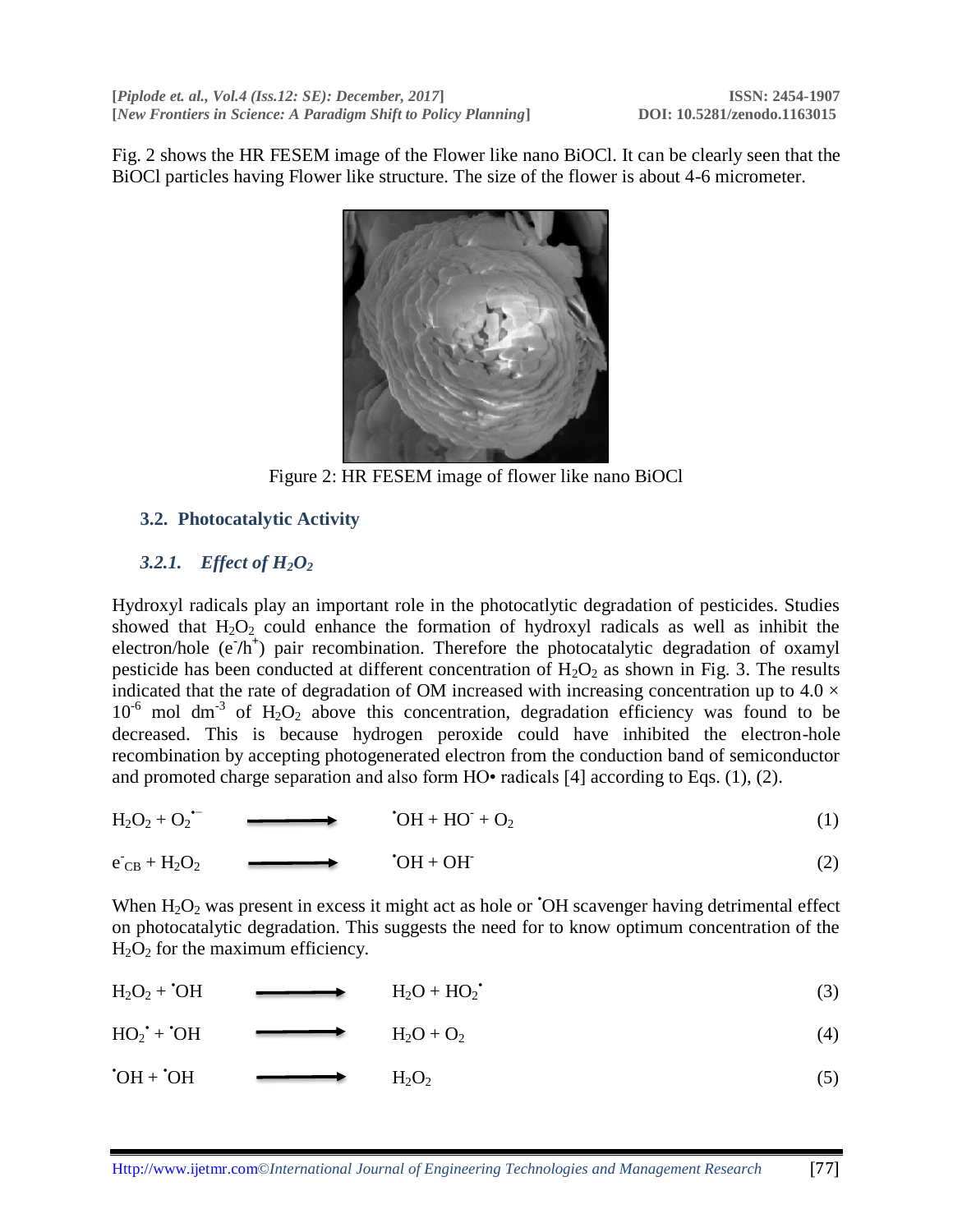Fig. 2 shows the HR FESEM image of the Flower like nano BiOCl. It can be clearly seen that the BiOCl particles having Flower like structure. The size of the flower is about 4-6 micrometer.

Figure 2: HR FESEM image of flower like nano BiOCl

## 3.2. Photocatalytic Activity

### *3.2.1. Effect of $H_2O_2$*

Hydroxyl radicals play an important role in the photocatlytic degradation of pesticides. Studies showed that $H_2O_2$ could enhance the formation of hydroxyl radicals as well as inhibit the electron/hole ($e^-/h^+$) pair recombination. Therefore the photocatalytic degradation of oxamyl pesticide has been conducted at different concentration of $H_2O_2$ as shown in Fig. 3. The results indicated that the rate of degradation of OM increased with increasing concentration up to $4.0 \times 10^{-6}$ mol dm$^{-3}$ of $H_2O_2$ above this concentration, degradation efficiency was found to be decreased. This is because hydrogen peroxide could have inhibited the electron-hole recombination by accepting photogenerated electron from the conduction band of semiconductor and promoted charge separation and also form HO• radicals [4] according to Eqs. (1), (2).

$$H_2O_2 + O_2^{\bullet -} \longrightarrow {}^{\bullet}OH + HO^- + O_2 \quad (1)$$

$$e^-_{CB} + H_2O_2 \longrightarrow {}^{\bullet}OH + OH^- \quad (2)$$

When $H_2O_2$ was present in excess it might act as hole or ${}^{\bullet}OH$ scavenger having detrimental effect on photocatalytic degradation. This suggests the need for to know optimum concentration of the $H_2O_2$ for the maximum efficiency.

$$H_2O_2 + {}^{\bullet}OH \longrightarrow H_2O + HO_2^{\bullet} \quad (3)$$

$$HO_2^{\bullet} + {}^{\bullet}OH \longrightarrow H_2O + O_2 \quad (4)$$

$${}^{\bullet}OH + {}^{\bullet}OH \longrightarrow H_2O_2 \quad (5)$$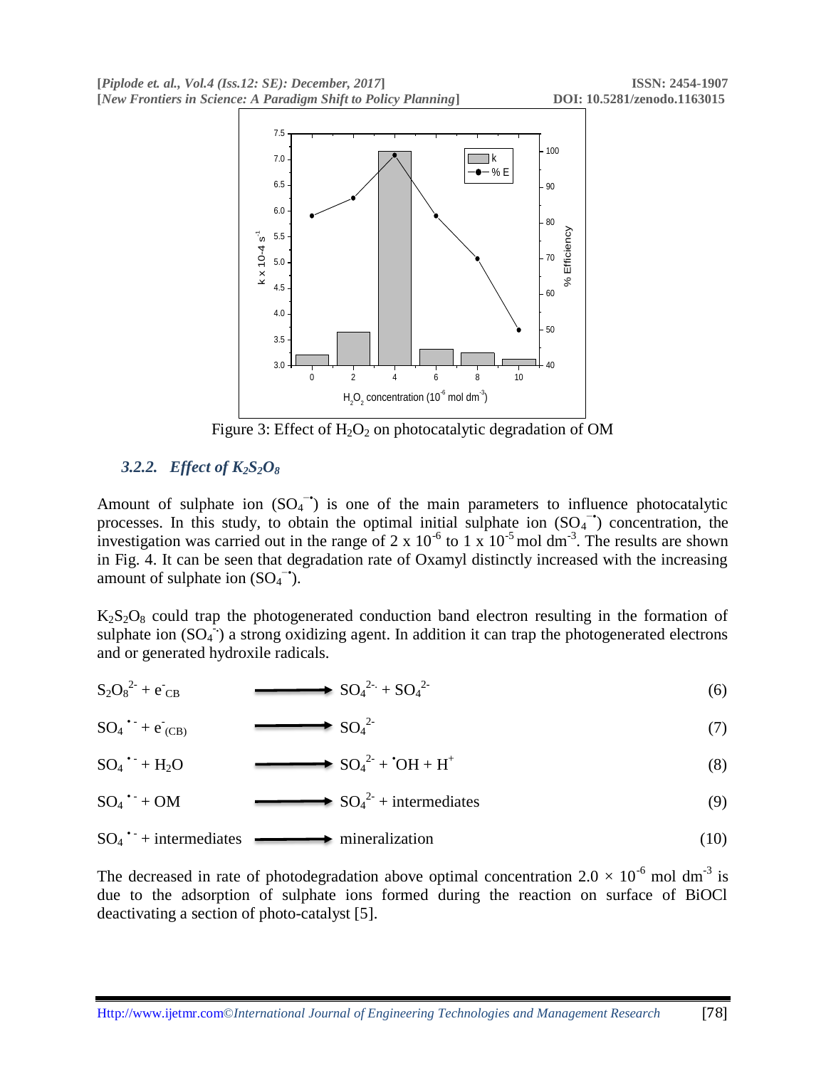Figure 3: Effect of $H_2O_2$ on photocatalytic degradation of OM

### *3.2.2. Effect of $K_2S_2O_8$*

Amount of sulphate ion ($SO_4^{-\bullet}$) is one of the main parameters to influence photocatalytic processes. In this study, to obtain the optimal initial sulphate ion ($SO_4^{-\bullet}$) concentration, the investigation was carried out in the range of 2 x $10^{-6}$ to 1 x $10^{-5}$ mol $dm^{-3}$. The results are shown in Fig. 4. It can be seen that degradation rate of Oxamyl distinctly increased with the increasing amount of sulphate ion ($SO_4^{-\bullet}$).

$K_2S_2O_8$ could trap the photogenerated conduction band electron resulting in the formation of sulphate ion ($SO_4^{-\cdot}$) a strong oxidizing agent. In addition it can trap the photogenerated electrons and or generated hydroxile radicals.

$$S_2O_8^{2-} + e^-_{CB} \longrightarrow SO_4^{2-\cdot} + SO_4^{2-} \quad (6)$$

$$SO_4^{\bullet -} + e^-_{(CB)} \longrightarrow SO_4^{2-} \quad (7)$$

$$SO_4^{\bullet -} + H_2O \longrightarrow SO_4^{2-} + {}^{\bullet}OH + H^+ \quad (8)$$

$$SO_4^{\bullet -} + OM \longrightarrow SO_4^{2-} + \text{intermediates} \quad (9)$$

$$SO_4^{\bullet -} + \text{intermediates} \longrightarrow \text{mineralization} \quad (10)$$

The decreased in rate of photodegradation above optimal concentration $2.0 \times 10^{-6}$ mol $dm^{-3}$ is due to the adsorption of sulphate ions formed during the reaction on surface of BiOCl deactivating a section of photo-catalyst [5].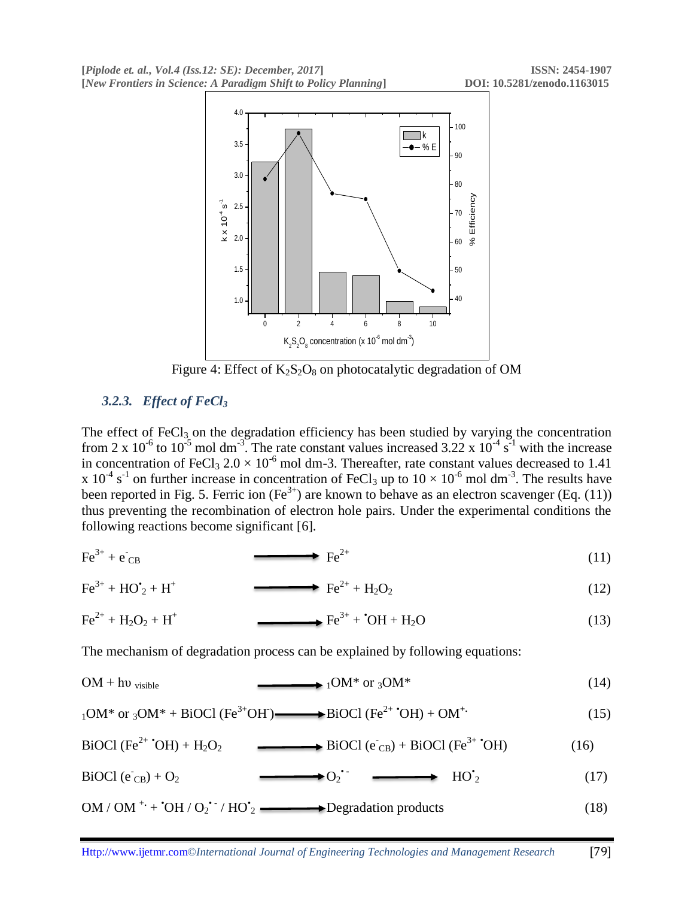Figure 4: Effect of $K_2S_2O_8$ on photocatalytic degradation of OM

### *3.2.3. Effect of $FeCl_3$*

The effect of $FeCl_3$ on the degradation efficiency has been studied by varying the concentration from $2 \times 10^{-6}$ to $10^{-5}$ mol dm$^{-3}$. The rate constant values increased $3.22 \times 10^{-4}$ s$^{-1}$ with the increase in concentration of $FeCl_3$ $2.0 \times 10^{-6}$ mol dm-3. Thereafter, rate constant values decreased to 1.41 x $10^{-4}$ s$^{-1}$ on further increase in concentration of $FeCl_3$ up to $10 \times 10^{-6}$ mol dm$^{-3}$. The results have been reported in Fig. 5. Ferric ion ($Fe^{3+}$) are known to behave as an electron scavenger (Eq. (11)) thus preventing the recombination of electron hole pairs. Under the experimental conditions the following reactions become significant [6].

$$Fe^{3+} + e^-_{CB} \longrightarrow Fe^{2+} \quad (11)$$

$$Fe^{3+} + HO^\bullet_2 + H^+ \longrightarrow Fe^{2+} + H_2O_2 \quad (12)$$

$$Fe^{2+} + H_2O_2 + H^+ \longrightarrow Fe^{3+} + {}^\bullet OH + H_2O \quad (13)$$

The mechanism of degradation process can be explained by following equations:

$$OM + h\upsilon_{\text{visible}} \longrightarrow {}_1OM^* \text{ or } {}_3OM^* \quad (14)$$

$${}_1OM^* \text{ or } {}_3OM^* + BiOCl\,(Fe^{3+}OH^-) \longrightarrow BiOCl\,(Fe^{2+}\,{}^\bullet OH) + OM^{+\cdot} \quad (15)$$

$$BiOCl\,(Fe^{2+}\,{}^\bullet OH) + H_2O_2 \longrightarrow BiOCl\,(e^-_{CB}) + BiOCl\,(Fe^{3+}\,{}^\bullet OH) \quad (16)$$

$$BiOCl\,(e^-_{CB}) + O_2 \longrightarrow O_2^{\bullet -} \longrightarrow HO^\bullet_2 \quad (17)$$

$$OM / OM^{+\cdot} + {}^\bullet OH / O_2^{\bullet -} / HO^\bullet_2 \longrightarrow \text{Degradation products} \quad (18)$$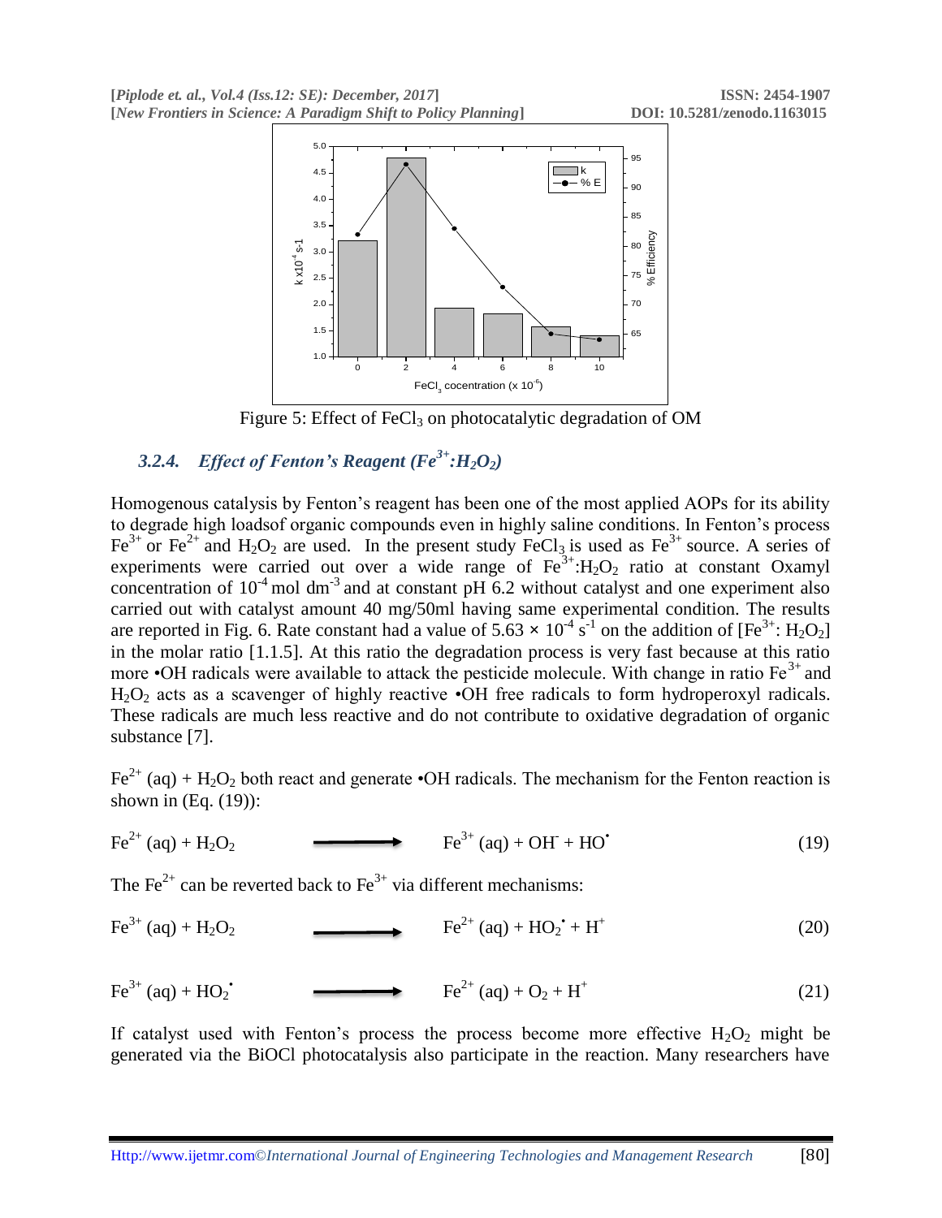Figure 5: Effect of $FeCl_3$ on photocatalytic degradation of OM

### *3.2.4. Effect of Fenton's Reagent ($Fe^{3+}$:$H_2O_2$)*

Homogenous catalysis by Fenton's reagent has been one of the most applied AOPs for its ability to degrade high loadsof organic compounds even in highly saline conditions. In Fenton's process $Fe^{3+}$ or $Fe^{2+}$ and $H_2O_2$ are used. In the present study $FeCl_3$ is used as $Fe^{3+}$ source. A series of experiments were carried out over a wide range of $Fe^{3+}$:$H_2O_2$ ratio at constant Oxamyl concentration of $10^{-4}$ mol dm$^{-3}$ and at constant pH 6.2 without catalyst and one experiment also carried out with catalyst amount 40 mg/50ml having same experimental condition. The results are reported in Fig. 6. Rate constant had a value of $5.63 \times 10^{-4}$ s$^{-1}$ on the addition of [$Fe^{3+}$: $H_2O_2$] in the molar ratio [1.1.5]. At this ratio the degradation process is very fast because at this ratio more •OH radicals were available to attack the pesticide molecule. With change in ratio $Fe^{3+}$ and $H_2O_2$ acts as a scavenger of highly reactive •OH free radicals to form hydroperoxyl radicals. These radicals are much less reactive and do not contribute to oxidative degradation of organic substance [7].

$Fe^{2+}$ (aq) + $H_2O_2$ both react and generate •OH radicals. The mechanism for the Fenton reaction is shown in (Eq. (19)):

$$Fe^{2+}(aq) + H_2O_2 \longrightarrow Fe^{3+}(aq) + OH^- + HO^\bullet \qquad (19)$$

The $Fe^{2+}$ can be reverted back to $Fe^{3+}$ via different mechanisms:

$$Fe^{3+}(aq) + H_2O_2 \longrightarrow Fe^{2+}(aq) + HO_2^\bullet + H^+ \qquad (20)$$

$$Fe^{3+}(aq) + HO_2^\bullet \longrightarrow Fe^{2+}(aq) + O_2 + H^+ \qquad (21)$$

If catalyst used with Fenton's process the process become more effective $H_2O_2$ might be generated via the BiOCl photocatalysis also participate in the reaction. Many researchers have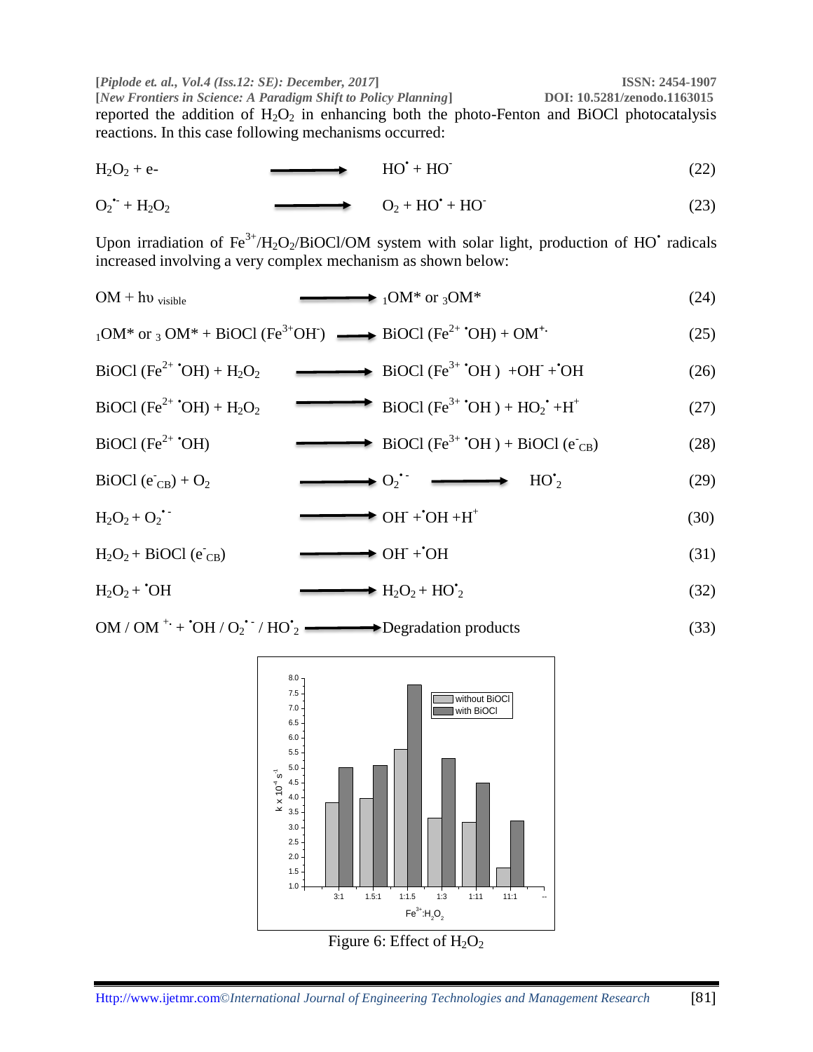reported the addition of $H_2O_2$ in enhancing both the photo-Fenton and BiOCl photocatalysis reactions. In this case following mechanisms occurred:

$$H_2O_2 + e^- \longrightarrow HO^\bullet + HO^- \quad (22)$$

$$O_2^{\bullet -} + H_2O_2 \longrightarrow O_2 + HO^\bullet + HO^- \quad (23)$$

Upon irradiation of $Fe^{3+}/H_2O_2/BiOCl/OM$ system with solar light, production of $HO^\bullet$ radicals increased involving a very complex mechanism as shown below:

$$OM + h\upsilon_{visible} \longrightarrow {}_1OM^* \text{ or } {}_3OM^* \quad (24)$$

$${}_1OM^* \text{ or } {}_3OM^* + BiOCl\,(Fe^{3+}OH^-) \longrightarrow BiOCl\,(Fe^{2+}\,{}^\bullet OH) + OM^{+\bullet} \quad (25)$$

$$BiOCl\,(Fe^{2+}\,{}^\bullet OH) + H_2O_2 \longrightarrow BiOCl\,(Fe^{3+}\,{}^\bullet OH) + OH^- + {}^\bullet OH \quad (26)$$

$$BiOCl\,(Fe^{2+}\,{}^\bullet OH) + H_2O_2 \longrightarrow BiOCl\,(Fe^{3+}\,{}^\bullet OH) + HO_2^\bullet + H^+ \quad (27)$$

$$BiOCl\,(Fe^{2+}\,{}^\bullet OH) \longrightarrow BiOCl\,(Fe^{3+}\,{}^\bullet OH) + BiOCl\,(e^-_{CB}) \quad (28)$$

$$BiOCl\,(e^-_{CB}) + O_2 \longrightarrow O_2^{\bullet -} \longrightarrow HO^\bullet_2 \quad (29)$$

$$H_2O_2 + O_2^{\bullet -} \longrightarrow OH^- + {}^\bullet OH + H^+ \quad (30)$$

$$H_2O_2 + BiOCl\,(e^-_{CB}) \longrightarrow OH^- + {}^\bullet OH \quad (31)$$

$$H_2O_2 + {}^\bullet OH \longrightarrow H_2O_2 + HO^\bullet_2 \quad (32)$$

$$OM / OM^{+\bullet} + {}^\bullet OH / O_2^{\bullet -} / HO^\bullet_2 \longrightarrow \text{Degradation products} \quad (33)$$

Figure 6: Effect of $H_2O_2$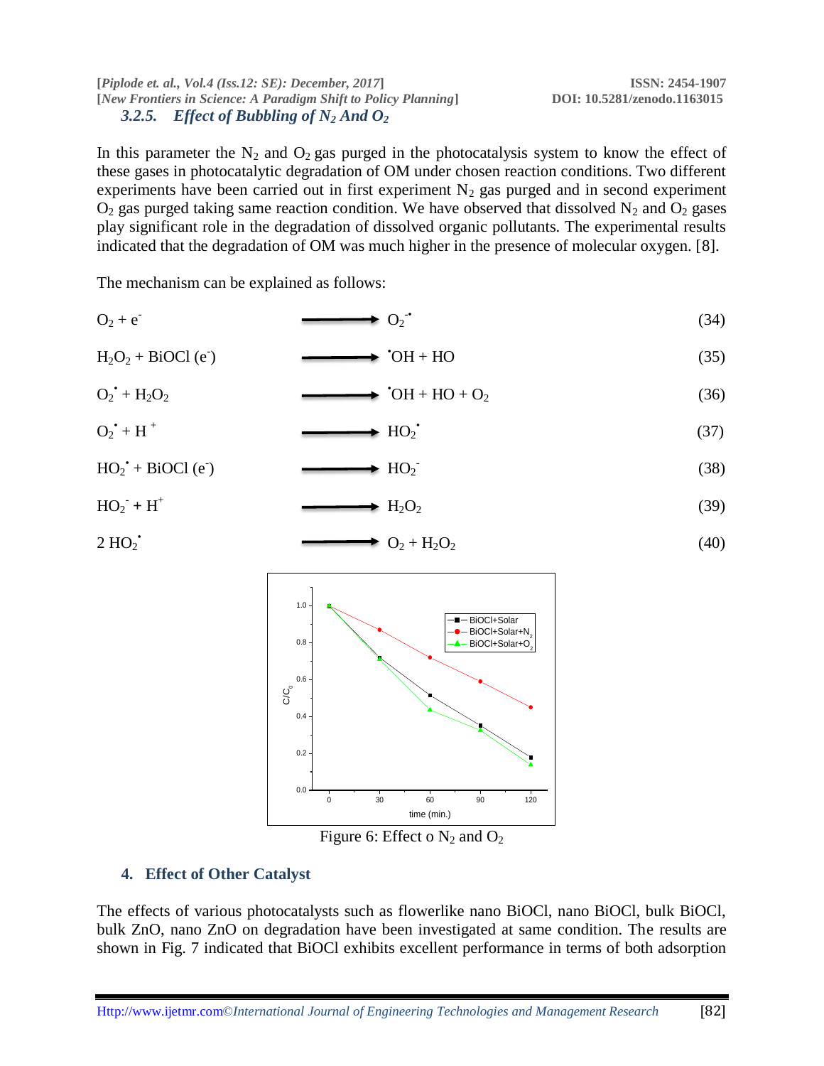### 3.2.5. Effect of Bubbling of $N_2$ And $O_2$

In this parameter the $N_2$ and $O_2$ gas purged in the photocatalysis system to know the effect of these gases in photocatalytic degradation of OM under chosen reaction conditions. Two different experiments have been carried out in first experiment $N_2$ gas purged and in second experiment $O_2$ gas purged taking same reaction condition. We have observed that dissolved $N_2$ and $O_2$ gases play significant role in the degradation of dissolved organic pollutants. The experimental results indicated that the degradation of OM was much higher in the presence of molecular oxygen. [8].

The mechanism can be explained as follows:

$$O_2 + e^- \longrightarrow O_2^{-\bullet} \quad (34)$$

$$H_2O_2 + BiOCl\,(e^-) \longrightarrow {}^{\bullet}OH + HO \quad (35)$$

$$O_2^{\bullet} + H_2O_2 \longrightarrow {}^{\bullet}OH + HO + O_2 \quad (36)$$

$$O_2^{\bullet} + H^+ \longrightarrow HO_2^{\bullet} \quad (37)$$

$$HO_2^{\bullet} + BiOCl\,(e^-) \longrightarrow HO_2^- \quad (38)$$

$$HO_2^- + H^+ \longrightarrow H_2O_2 \quad (39)$$

$$2\,HO_2^{\bullet} \longrightarrow O_2 + H_2O_2 \quad (40)$$

Figure 6: Effect o $N_2$ and $O_2$

## 4. Effect of Other Catalyst

The effects of various photocatalysts such as flowerlike nano BiOCl, nano BiOCl, bulk BiOCl, bulk ZnO, nano ZnO on degradation have been investigated at same condition. The results are shown in Fig. 7 indicated that BiOCl exhibits excellent performance in terms of both adsorption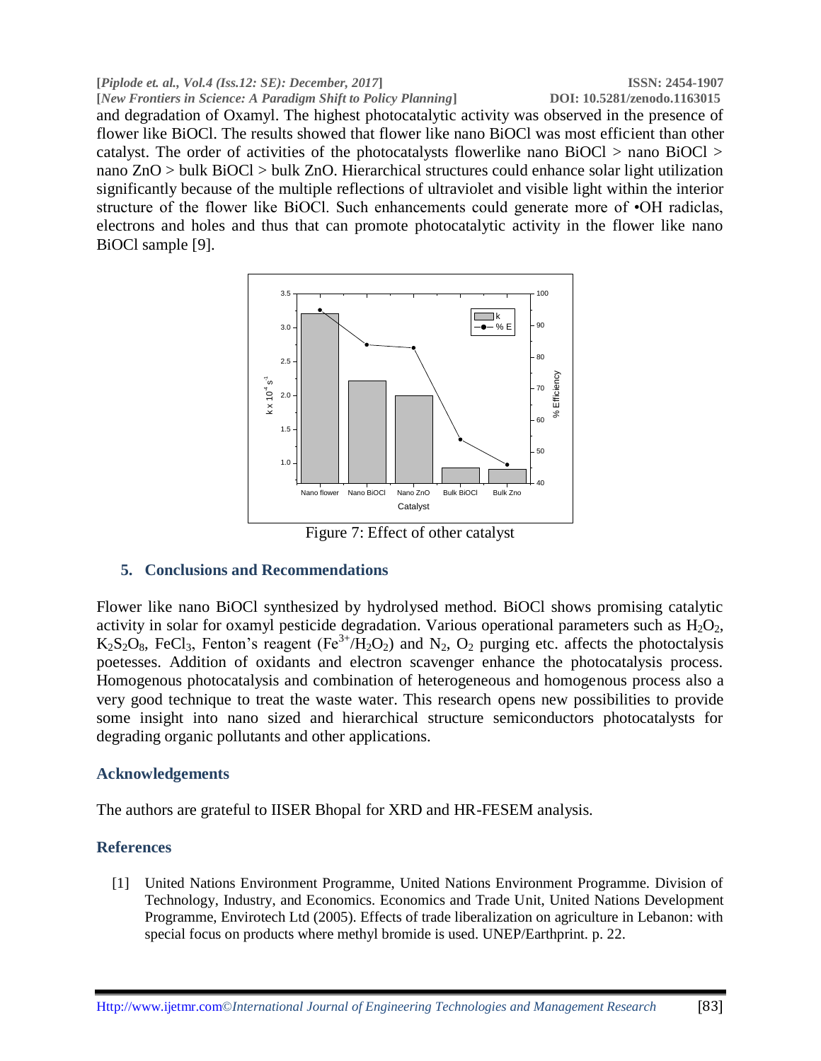and degradation of Oxamyl. The highest photocatalytic activity was observed in the presence of flower like BiOCl. The results showed that flower like nano BiOCl was most efficient than other catalyst. The order of activities of the photocatalysts flowerlike nano BiOCl > nano BiOCl > nano ZnO > bulk BiOCl > bulk ZnO. Hierarchical structures could enhance solar light utilization significantly because of the multiple reflections of ultraviolet and visible light within the interior structure of the flower like BiOCl. Such enhancements could generate more of •OH radiclas, electrons and holes and thus that can promote photocatalytic activity in the flower like nano BiOCl sample [9].

Figure 7: Effect of other catalyst

## 5. Conclusions and Recommendations

Flower like nano BiOCl synthesized by hydrolysed method. BiOCl shows promising catalytic activity in solar for oxamyl pesticide degradation. Various operational parameters such as $H_2O_2$, $K_2S_2O_8$, $FeCl_3$, Fenton's reagent ($Fe^{3+}/H_2O_2$) and $N_2$, $O_2$ purging etc. affects the photoctalysis poetesses. Addition of oxidants and electron scavenger enhance the photocatalysis process. Homogenous photocatalysis and combination of heterogeneous and homogenous process also a very good technique to treat the waste water. This research opens new possibilities to provide some insight into nano sized and hierarchical structure semiconductors photocatalysts for degrading organic pollutants and other applications.

## Acknowledgements

The authors are grateful to IISER Bhopal for XRD and HR-FESEM analysis.

## References

[1] United Nations Environment Programme, United Nations Environment Programme. Division of Technology, Industry, and Economics. Economics and Trade Unit, United Nations Development Programme, Envirotech Ltd (2005). Effects of trade liberalization on agriculture in Lebanon: with special focus on products where methyl bromide is used. UNEP/Earthprint. p. 22.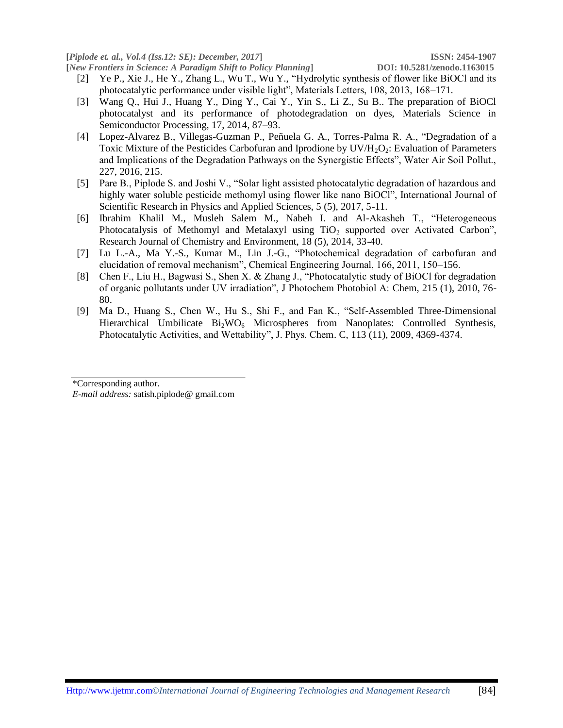[2] Ye P., Xie J., He Y., Zhang L., Wu T., Wu Y., "Hydrolytic synthesis of flower like BiOCl and its photocatalytic performance under visible light", Materials Letters, 108, 2013, 168–171.

[3] Wang Q., Hui J., Huang Y., Ding Y., Cai Y., Yin S., Li Z., Su B.. The preparation of BiOCl photocatalyst and its performance of photodegradation on dyes, Materials Science in Semiconductor Processing, 17, 2014, 87–93.

[4] Lopez-Alvarez B., Villegas-Guzman P., Peñuela G. A., Torres-Palma R. A., "Degradation of a Toxic Mixture of the Pesticides Carbofuran and Iprodione by $UV/H_2O_2$: Evaluation of Parameters and Implications of the Degradation Pathways on the Synergistic Effects", Water Air Soil Pollut., 227, 2016, 215.

[5] Pare B., Piplode S. and Joshi V., "Solar light assisted photocatalytic degradation of hazardous and highly water soluble pesticide methomyl using flower like nano BiOCl", International Journal of Scientific Research in Physics and Applied Sciences, 5 (5), 2017, 5-11.

[6] Ibrahim Khalil M., Musleh Salem M., Nabeh I. and Al-Akasheh T., "Heterogeneous Photocatalysis of Methomyl and Metalaxyl using $TiO_2$ supported over Activated Carbon", Research Journal of Chemistry and Environment, 18 (5), 2014, 33-40.

[7] Lu L.-A., Ma Y.-S., Kumar M., Lin J.-G., "Photochemical degradation of carbofuran and elucidation of removal mechanism", Chemical Engineering Journal, 166, 2011, 150–156.

[8] Chen F., Liu H., Bagwasi S., Shen X. & Zhang J., "Photocatalytic study of BiOCl for degradation of organic pollutants under UV irradiation", J Photochem Photobiol A: Chem, 215 (1), 2010, 76-80.

[9] Ma D., Huang S., Chen W., Hu S., Shi F., and Fan K., "Self-Assembled Three-Dimensional Hierarchical Umbilicate $Bi_2WO_6$ Microspheres from Nanoplates: Controlled Synthesis, Photocatalytic Activities, and Wettability", J. Phys. Chem. C, 113 (11), 2009, 4369-4374.

---

*Corresponding author.

*E-mail address:* satish.piplode@ gmail.com